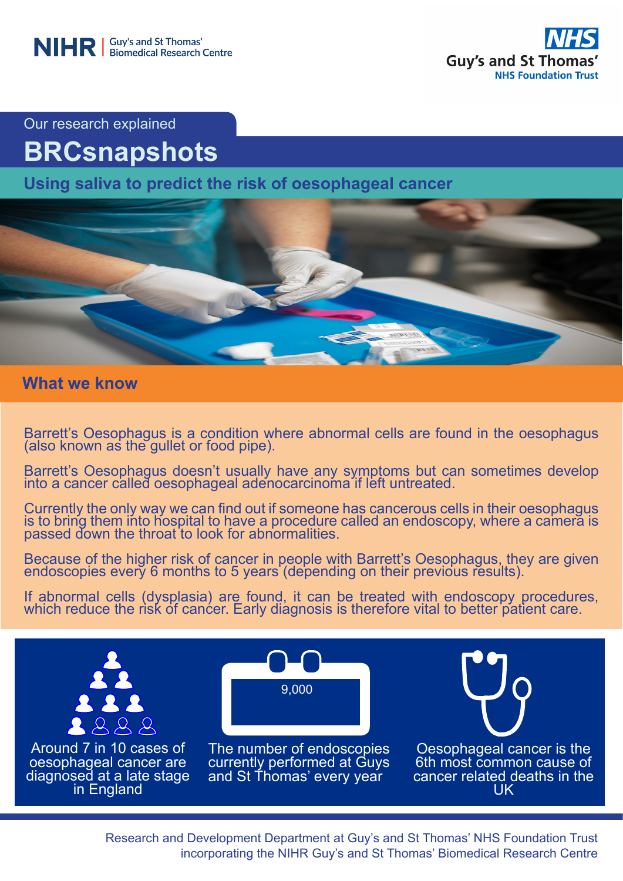Our research explained

# BRCsnapshots

## Using saliva to predict the risk of oesophageal cancer

## What we know

Barrett's Oesophagus is a condition where abnormal cells are found in the oesophagus (also known as the gullet or food pipe).

Barrett's Oesophagus doesn't usually have any symptoms but can sometimes develop into a cancer called oesophageal adenocarcinoma if left untreated.

Currently the only way we can find out if someone has cancerous cells in their oesophagus is to bring them into hospital to have a procedure called an endoscopy, where a camera is passed down the throat to look for abnormalities.

Because of the higher risk of cancer in people with Barrett's Oesophagus, they are given endoscopies every 6 months to 5 years (depending on their previous results).

If abnormal cells (dysplasia) are found, it can be treated with endoscopy procedures, which reduce the risk of cancer. Early diagnosis is therefore vital to better patient care.

Around 7 in 10 cases of oesophageal cancer are diagnosed at a late stage in England

9,000

The number of endoscopies currently performed at Guys and St Thomas' every year

Oesophageal cancer is the 6th most common cause of cancer related deaths in the UK

Research and Development Department at Guy's and St Thomas' NHS Foundation Trust incorporating the NIHR Guy's and St Thomas' Biomedical Research Centre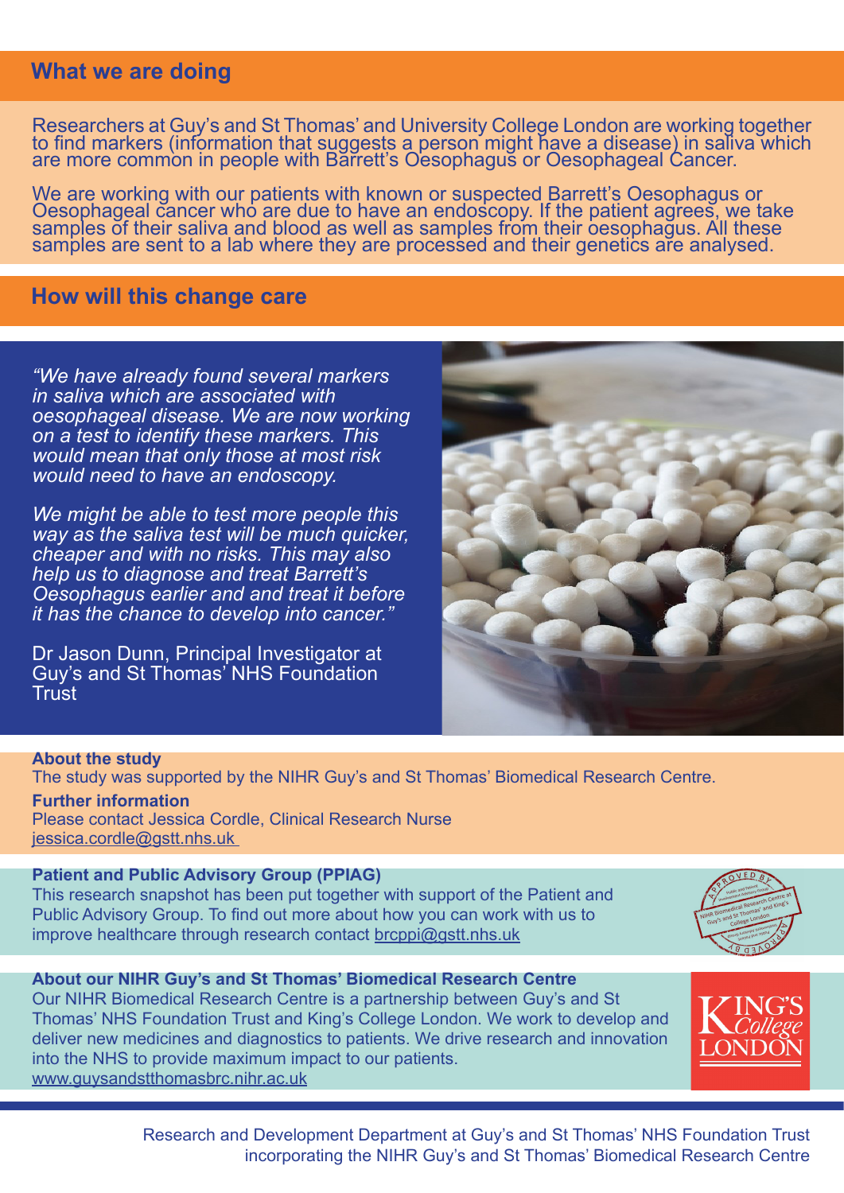## What we are doing

Researchers at Guy's and St Thomas' and University College London are working together to find markers (information that suggests a person might have a disease) in saliva which are more common in people with Barrett's Oesophagus or Oesophageal Cancer.

We are working with our patients with known or suspected Barrett's Oesophagus or Oesophageal cancer who are due to have an endoscopy. If the patient agrees, we take samples of their saliva and blood as well as samples from their oesophagus. All these samples are sent to a lab where they are processed and their genetics are analysed.

## How will this change care

*"We have already found several markers in saliva which are associated with oesophageal disease. We are now working on a test to identify these markers. This would mean that only those at most risk would need to have an endoscopy.*

*We might be able to test more people this way as the saliva test will be much quicker, cheaper and with no risks. This may also help us to diagnose and treat Barrett's Oesophagus earlier and and treat it before it has the chance to develop into cancer."*

Dr Jason Dunn, Principal Investigator at Guy's and St Thomas' NHS Foundation Trust

**About the study**

The study was supported by the NIHR Guy's and St Thomas' Biomedical Research Centre.

**Further information**

Please contact Jessica Cordle, Clinical Research Nurse
jessica.cordle@gstt.nhs.uk

**Patient and Public Advisory Group (PPIAG)**

This research snapshot has been put together with support of the Patient and Public Advisory Group. To find out more about how you can work with us to improve healthcare through research contact brcppi@gstt.nhs.uk

**About our NIHR Guy's and St Thomas' Biomedical Research Centre**

Our NIHR Biomedical Research Centre is a partnership between Guy's and St Thomas' NHS Foundation Trust and King's College London. We work to develop and deliver new medicines and diagnostics to patients. We drive research and innovation into the NHS to provide maximum impact to our patients.
www.guysandstthomasbrc.nihr.ac.uk

Research and Development Department at Guy's and St Thomas' NHS Foundation Trust incorporating the NIHR Guy's and St Thomas' Biomedical Research Centre